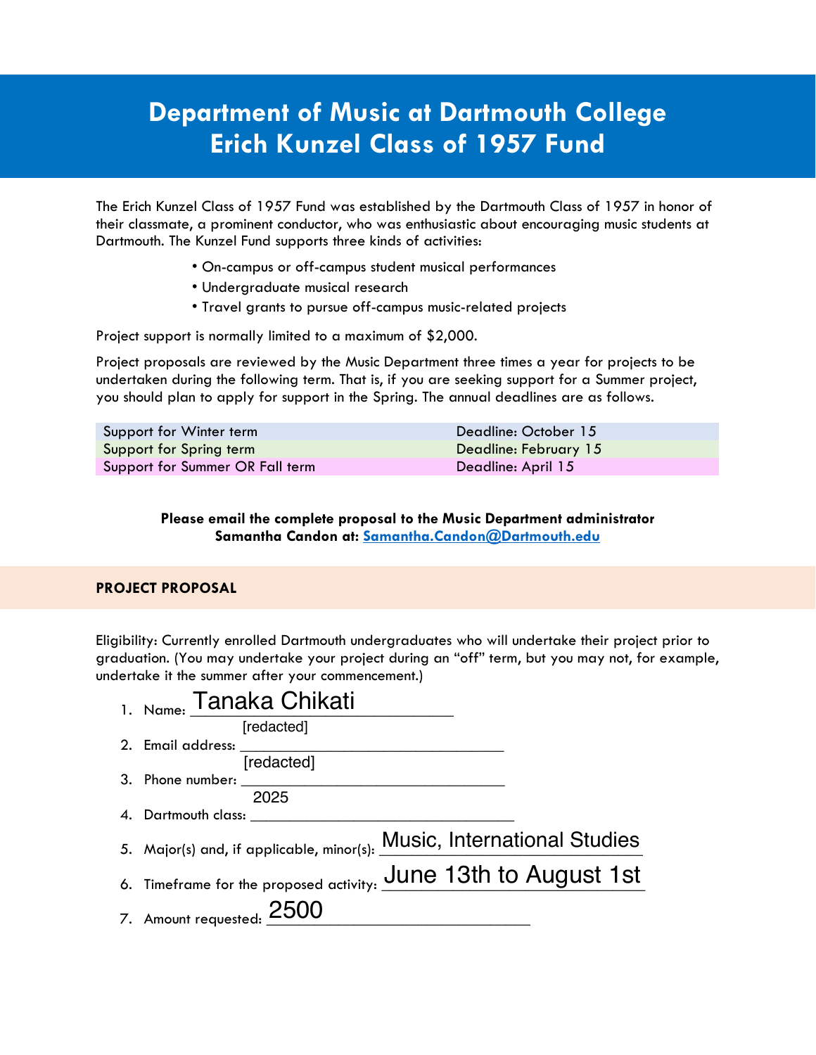# Department of Music at Dartmouth College
# Erich Kunzel Class of 1957 Fund

The Erich Kunzel Class of 1957 Fund was established by the Dartmouth Class of 1957 in honor of their classmate, a prominent conductor, who was enthusiastic about encouraging music students at Dartmouth. The Kunzel Fund supports three kinds of activities:

- On-campus or off-campus student musical performances
- Undergraduate musical research
- Travel grants to pursue off-campus music-related projects

Project support is normally limited to a maximum of $2,000.

Project proposals are reviewed by the Music Department three times a year for projects to be undertaken during the following term. That is, if you are seeking support for a Summer project, you should plan to apply for support in the Spring. The annual deadlines are as follows.

| | |
|---|---|
| Support for Winter term | Deadline: October 15 |
| Support for Spring term | Deadline: February 15 |
| Support for Summer OR Fall term | Deadline: April 15 |

**Please email the complete proposal to the Music Department administrator Samantha Candon at: Samantha.Candon@Dartmouth.edu**

## PROJECT PROPOSAL

Eligibility: Currently enrolled Dartmouth undergraduates who will undertake their project prior to graduation. (You may undertake your project during an "off" term, but you may not, for example, undertake it the summer after your commencement.)

1. Name: Tanaka Chikati
2. Email address: [redacted]
3. Phone number: [redacted]
4. Dartmouth class: 2025
5. Major(s) and, if applicable, minor(s): Music, International Studies
6. Timeframe for the proposed activity: June 13th to August 1st
7. Amount requested: 2500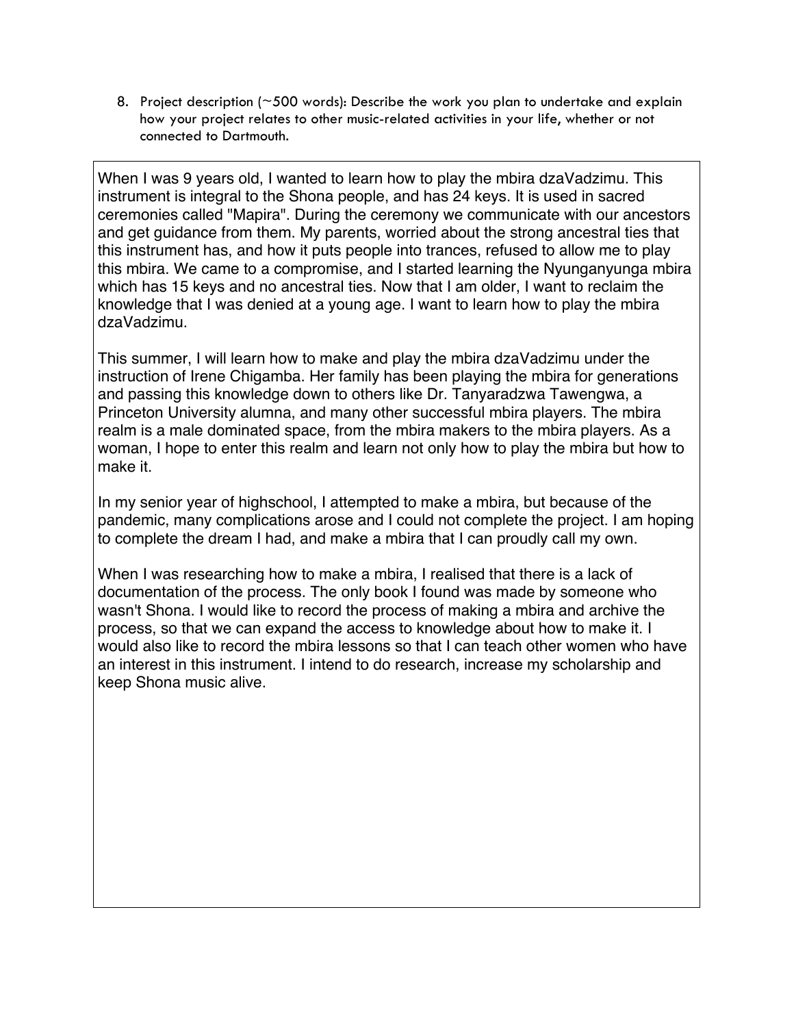8. Project description (~500 words): Describe the work you plan to undertake and explain how your project relates to other music-related activities in your life, whether or not connected to Dartmouth.

When I was 9 years old, I wanted to learn how to play the mbira dzaVadzimu. This instrument is integral to the Shona people, and has 24 keys. It is used in sacred ceremonies called "Mapira". During the ceremony we communicate with our ancestors and get guidance from them. My parents, worried about the strong ancestral ties that this instrument has, and how it puts people into trances, refused to allow me to play this mbira. We came to a compromise, and I started learning the Nyunganyunga mbira which has 15 keys and no ancestral ties. Now that I am older, I want to reclaim the knowledge that I was denied at a young age. I want to learn how to play the mbira dzaVadzimu.

This summer, I will learn how to make and play the mbira dzaVadzimu under the instruction of Irene Chigamba. Her family has been playing the mbira for generations and passing this knowledge down to others like Dr. Tanyaradzwa Tawengwa, a Princeton University alumna, and many other successful mbira players. The mbira realm is a male dominated space, from the mbira makers to the mbira players. As a woman, I hope to enter this realm and learn not only how to play the mbira but how to make it.

In my senior year of highschool, I attempted to make a mbira, but because of the pandemic, many complications arose and I could not complete the project. I am hoping to complete the dream I had, and make a mbira that I can proudly call my own.

When I was researching how to make a mbira, I realised that there is a lack of documentation of the process. The only book I found was made by someone who wasn't Shona. I would like to record the process of making a mbira and archive the process, so that we can expand the access to knowledge about how to make it. I would also like to record the mbira lessons so that I can teach other women who have an interest in this instrument. I intend to do research, increase my scholarship and keep Shona music alive.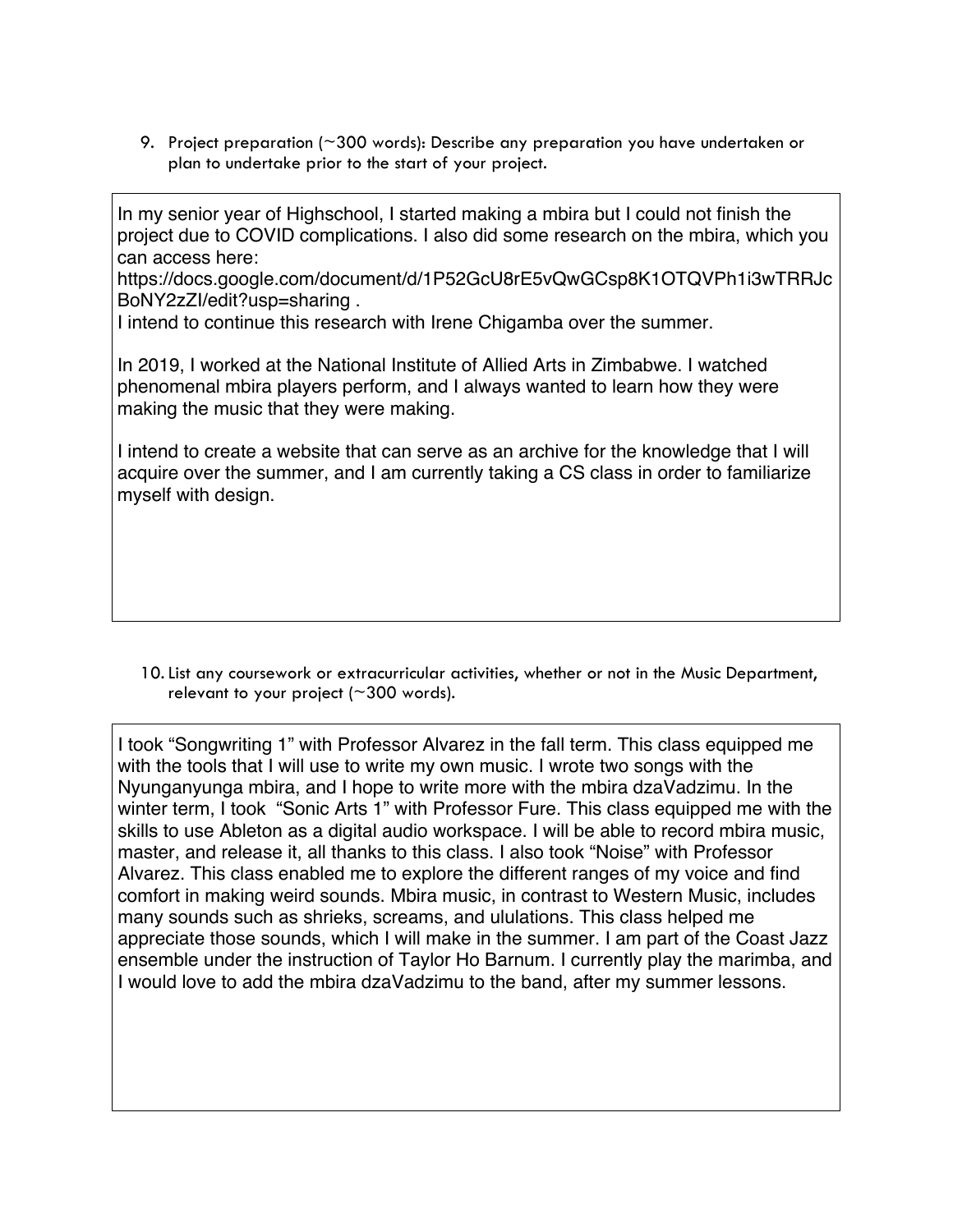9. Project preparation (~300 words): Describe any preparation you have undertaken or plan to undertake prior to the start of your project.

In my senior year of Highschool, I started making a mbira but I could not finish the project due to COVID complications. I also did some research on the mbira, which you can access here:
https://docs.google.com/document/d/1P52GcU8rE5vQwGCsp8K1OTQVPh1i3wTRRJcBoNY2zZI/edit?usp=sharing .
I intend to continue this research with Irene Chigamba over the summer.

In 2019, I worked at the National Institute of Allied Arts in Zimbabwe. I watched phenomenal mbira players perform, and I always wanted to learn how they were making the music that they were making.

I intend to create a website that can serve as an archive for the knowledge that I will acquire over the summer, and I am currently taking a CS class in order to familiarize myself with design.

10. List any coursework or extracurricular activities, whether or not in the Music Department, relevant to your project (~300 words).

I took "Songwriting 1" with Professor Alvarez in the fall term. This class equipped me with the tools that I will use to write my own music. I wrote two songs with the Nyunganyunga mbira, and I hope to write more with the mbira dzaVadzimu. In the winter term, I took "Sonic Arts 1" with Professor Fure. This class equipped me with the skills to use Ableton as a digital audio workspace. I will be able to record mbira music, master, and release it, all thanks to this class. I also took "Noise" with Professor Alvarez. This class enabled me to explore the different ranges of my voice and find comfort in making weird sounds. Mbira music, in contrast to Western Music, includes many sounds such as shrieks, screams, and ululations. This class helped me appreciate those sounds, which I will make in the summer. I am part of the Coast Jazz ensemble under the instruction of Taylor Ho Barnum. I currently play the marimba, and I would love to add the mbira dzaVadzimu to the band, after my summer lessons.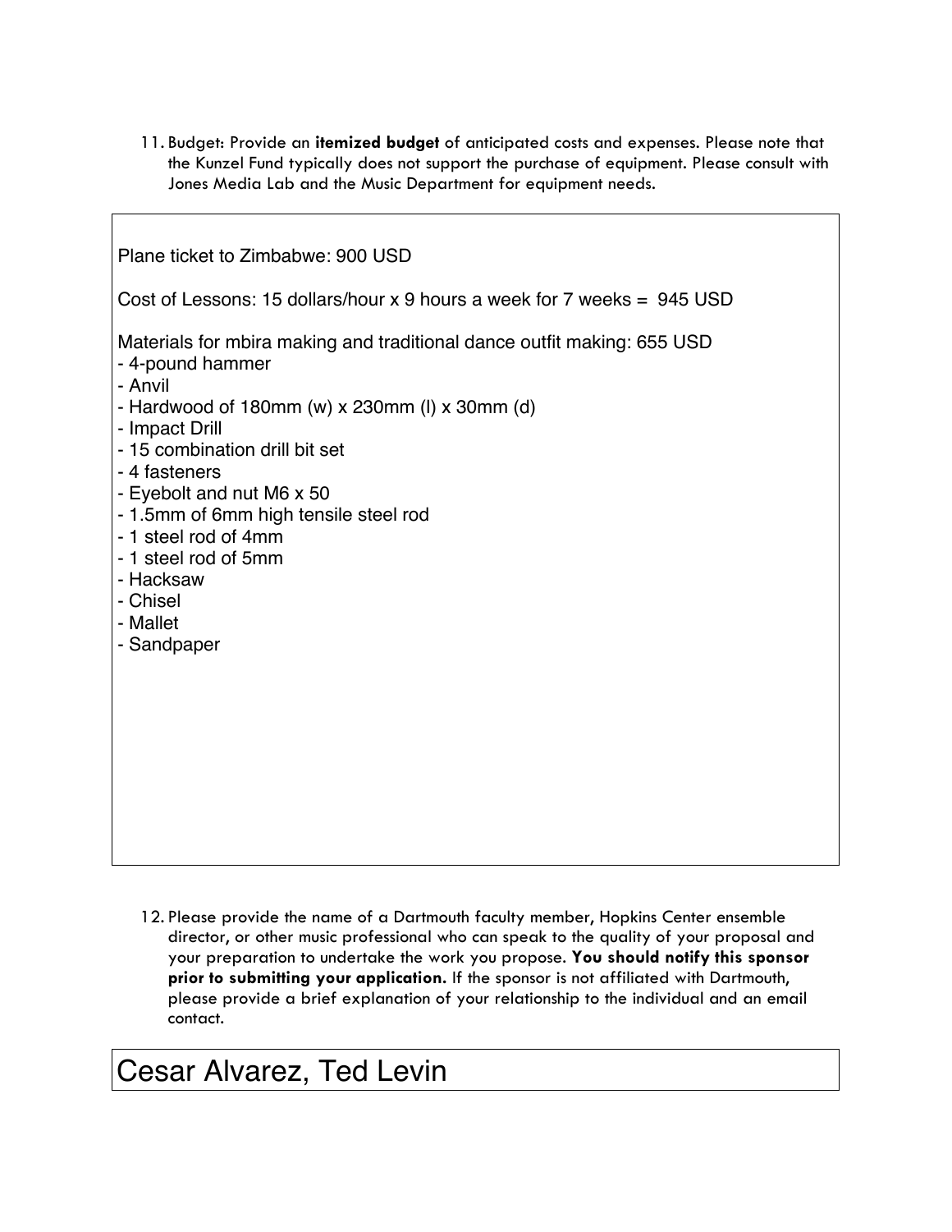11. Budget: Provide an **itemized budget** of anticipated costs and expenses. Please note that the Kunzel Fund typically does not support the purchase of equipment. Please consult with Jones Media Lab and the Music Department for equipment needs.

Plane ticket to Zimbabwe: 900 USD

Cost of Lessons: 15 dollars/hour x 9 hours a week for 7 weeks = 945 USD

Materials for mbira making and traditional dance outfit making: 655 USD
- 4-pound hammer
- Anvil
- Hardwood of 180mm (w) x 230mm (l) x 30mm (d)
- Impact Drill
- 15 combination drill bit set
- 4 fasteners
- Eyebolt and nut M6 x 50
- 1.5mm of 6mm high tensile steel rod
- 1 steel rod of 4mm
- 1 steel rod of 5mm
- Hacksaw
- Chisel
- Mallet
- Sandpaper

12. Please provide the name of a Dartmouth faculty member, Hopkins Center ensemble director, or other music professional who can speak to the quality of your proposal and your preparation to undertake the work you propose. **You should notify this sponsor prior to submitting your application.** If the sponsor is not affiliated with Dartmouth, please provide a brief explanation of your relationship to the individual and an email contact.

Cesar Alvarez, Ted Levin